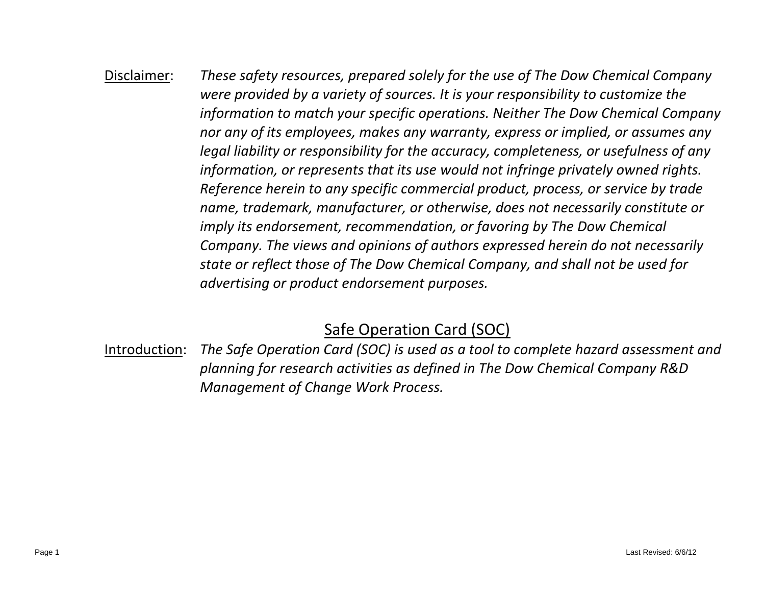Disclaimer: *These safety resources, prepared solely for the use of The Dow Chemical Company were provided by a variety of sources. It is your responsibility to customize the information to match your specific operations. Neither The Dow Chemical Company nor any of its employees, makes any warranty, express or implied, or assumes any legal liability or responsibility for the accuracy, completeness, or usefulness of any information, or represents that its use would not infringe privately owned rights. Reference herein to any specific commercial product, process, or service by trade name, trademark, manufacturer, or otherwise, does not necessarily constitute or imply its endorsement, recommendation, or favoring by The Dow Chemical Company. The views and opinions of authors expressed herein do not necessarily state or reflect those of The Dow Chemical Company, and shall not be used for advertising or product endorsement purposes.*

# Safe Operation Card (SOC)

Introduction: *The Safe Operation Card (SOC) is used as a tool to complete hazard assessment and planning for research activities as defined in The Dow Chemical Company R&D Management of Change Work Process.*

Last Revised: 6/6/12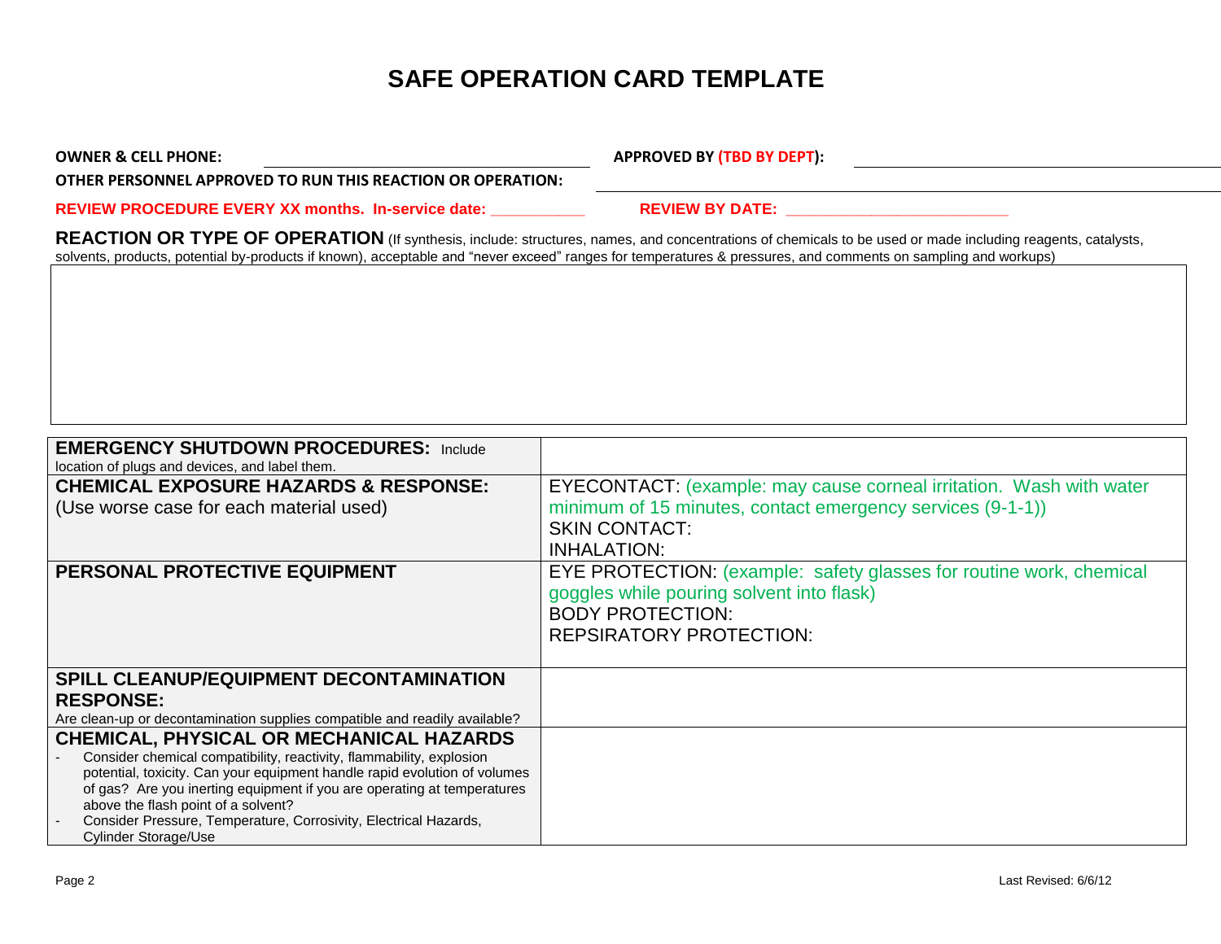# SAFE OPERATION CARD TEMPLATE

**OWNER & CELL PHONE:** ______________________________ **APPROVED BY (TBD BY DEPT):** ______________________________

**OTHER PERSONNEL APPROVED TO RUN THIS REACTION OR OPERATION:** ______________________________

**REVIEW PROCEDURE EVERY XX months. In-service date: ___________ REVIEW BY DATE: __________________________**

**REACTION OR TYPE OF OPERATION** (If synthesis, include: structures, names, and concentrations of chemicals to be used or made including reagents, catalysts, solvents, products, potential by-products if known), acceptable and "never exceed" ranges for temperatures & pressures, and comments on sampling and workups)

| | |
|---|---|
| **EMERGENCY SHUTDOWN PROCEDURES:** Include location of plugs and devices, and label them. | |
| **CHEMICAL EXPOSURE HAZARDS & RESPONSE:** (Use worse case for each material used) | EYECONTACT: (example: may cause corneal irritation. Wash with water minimum of 15 minutes, contact emergency services (9-1-1))<br>SKIN CONTACT:<br>INHALATION: |
| **PERSONAL PROTECTIVE EQUIPMENT** | EYE PROTECTION: (example: safety glasses for routine work, chemical goggles while pouring solvent into flask)<br>BODY PROTECTION:<br>REPSIRATORY PROTECTION: |
| **SPILL CLEANUP/EQUIPMENT DECONTAMINATION RESPONSE:** Are clean-up or decontamination supplies compatible and readily available? | |
| **CHEMICAL, PHYSICAL OR MECHANICAL HAZARDS**<br>- Consider chemical compatibility, reactivity, flammability, explosion potential, toxicity. Can your equipment handle rapid evolution of volumes of gas? Are you inerting equipment if you are operating at temperatures above the flash point of a solvent?<br>- Consider Pressure, Temperature, Corrosivity, Electrical Hazards, Cylinder Storage/Use | |

Last Revised: 6/6/12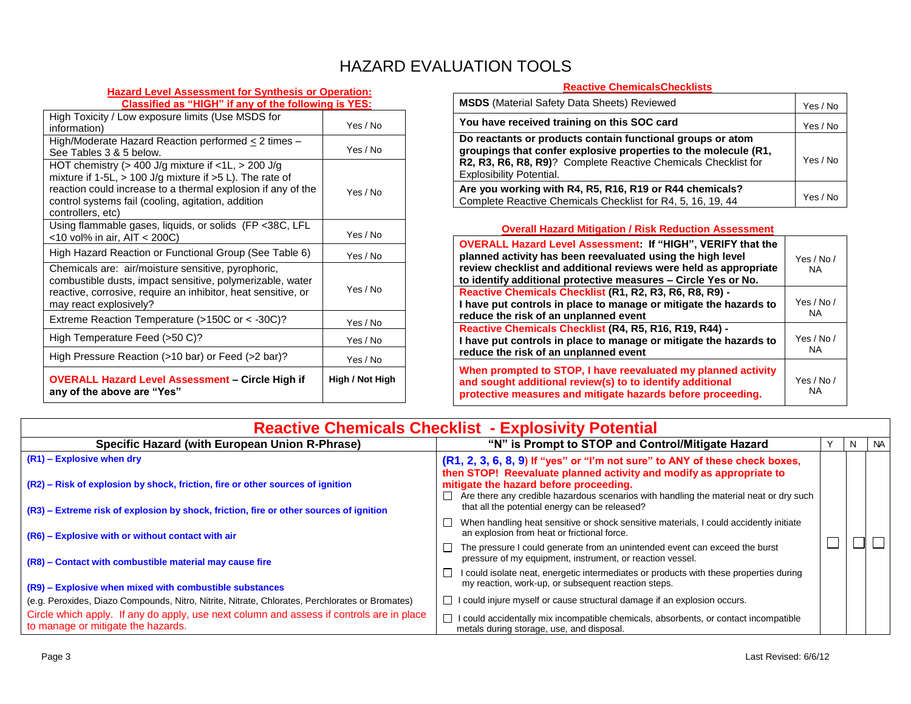# HAZARD EVALUATION TOOLS

**Hazard Level Assessment for Synthesis or Operation: Classified as "HIGH" if any of the following is YES:**

| Hazard | |
|---|---|
| High Toxicity / Low exposure limits (Use MSDS for information) | Yes / No |
| High/Moderate Hazard Reaction performed ≤ 2 times – See Tables 3 & 5 below. | Yes / No |
| HOT chemistry (> 400 J/g mixture if <1L, > 200 J/g mixture if 1-5L, > 100 J/g mixture if >5 L). The rate of reaction could increase to a thermal explosion if any of the control systems fail (cooling, agitation, addition controllers, etc) | Yes / No |
| Using flammable gases, liquids, or solids (FP <38C, LFL <10 vol% in air, AIT < 200C) | Yes / No |
| High Hazard Reaction or Functional Group (See Table 6) | Yes / No |
| Chemicals are: air/moisture sensitive, pyrophoric, combustible dusts, impact sensitive, polymerizable, water reactive, corrosive, require an inhibitor, heat sensitive, or may react explosively? | Yes / No |
| Extreme Reaction Temperature (>150C or < -30C)? | Yes / No |
| High Temperature Feed (>50 C)? | Yes / No |
| High Pressure Reaction (>10 bar) or Feed (>2 bar)? | Yes / No |
| **OVERALL Hazard Level Assessment – Circle High if any of the above are "Yes"** | **High / Not High** |

**Reactive ChemicalsChecklists**

| Item | |
|---|---|
| **MSDS** (Material Safety Data Sheets) Reviewed | Yes / No |
| **You have received training on this SOC card** | Yes / No |
| **Do reactants or products contain functional groups or atom groupings that confer explosive properties to the molecule (R1, R2, R3, R6, R8, R9)?** Complete Reactive Chemicals Checklist for Explosibility Potential. | Yes / No |
| **Are you working with R4, R5, R16, R19 or R44 chemicals?** Complete Reactive Chemicals Checklist for R4, 5, 16, 19, 44 | Yes / No |

**Overall Hazard Mitigation / Risk Reduction Assessment**

| Item | |
|---|---|
| **OVERALL Hazard Level Assessment: If "HIGH", VERIFY that the planned activity has been reevaluated using the high level review checklist and additional reviews were held as appropriate to identify additional protective measures – Circle Yes or No.** | Yes / No / NA |
| **Reactive Chemicals Checklist (R1, R2, R3, R6, R8, R9) - I have put controls in place to manage or mitigate the hazards to reduce the risk of an unplanned event** | Yes / No / NA |
| **Reactive Chemicals Checklist (R4, R5, R16, R19, R44) - I have put controls in place to manage or mitigate the hazards to reduce the risk of an unplanned event** | Yes / No / NA |
| **When prompted to STOP, I have reevaluated my planned activity and sought additional review(s) to to identify additional protective measures and mitigate hazards before proceeding.** | Yes / No / NA |

## Reactive Chemicals Checklist - Explosivity Potential

| Specific Hazard (with European Union R-Phrase) | "N" is Prompt to STOP and Control/Mitigate Hazard | Y | N | NA |
|---|---|---|---|---|
| **(R1) – Explosive when dry**<br>**(R2) – Risk of explosion by shock, friction, fire or other sources of ignition**<br>**(R3) – Extreme risk of explosion by shock, friction, fire or other sources of ignition**<br>**(R6) – Explosive with or without contact with air**<br>**(R8) – Contact with combustible material may cause fire**<br>**(R9) – Explosive when mixed with combustible substances**<br>(e.g. Peroxides, Diazo Compounds, Nitro, Nitrite, Nitrate, Chlorates, Perchlorates or Bromates)<br>Circle which apply. If any do apply, use next column and assess if controls are in place to manage or mitigate the hazards. | **(R1, 2, 3, 6, 8, 9) If "yes" or "I'm not sure" to ANY of these check boxes, then STOP! Reevaluate planned activity and modify as appropriate to mitigate the hazard before proceeding.**<br>☐ Are there any credible hazardous scenarios with handling the material neat or dry such that all the potential energy can be released?<br>☐ When handling heat sensitive or shock sensitive materials, I could accidently initiate an explosion from heat or frictional force.<br>☐ The pressure I could generate from an unintended event can exceed the burst pressure of my equipment, instrument, or reaction vessel.<br>☐ I could isolate neat, energetic intermediates or products with these properties during my reaction, work-up, or subsequent reaction steps.<br>☐ I could injure myself or cause structural damage if an explosion occurs.<br>☐ I could accidentally mix incompatible chemicals, absorbents, or contact incompatible metals during storage, use, and disposal. | ☐ | ☐ | ☐ |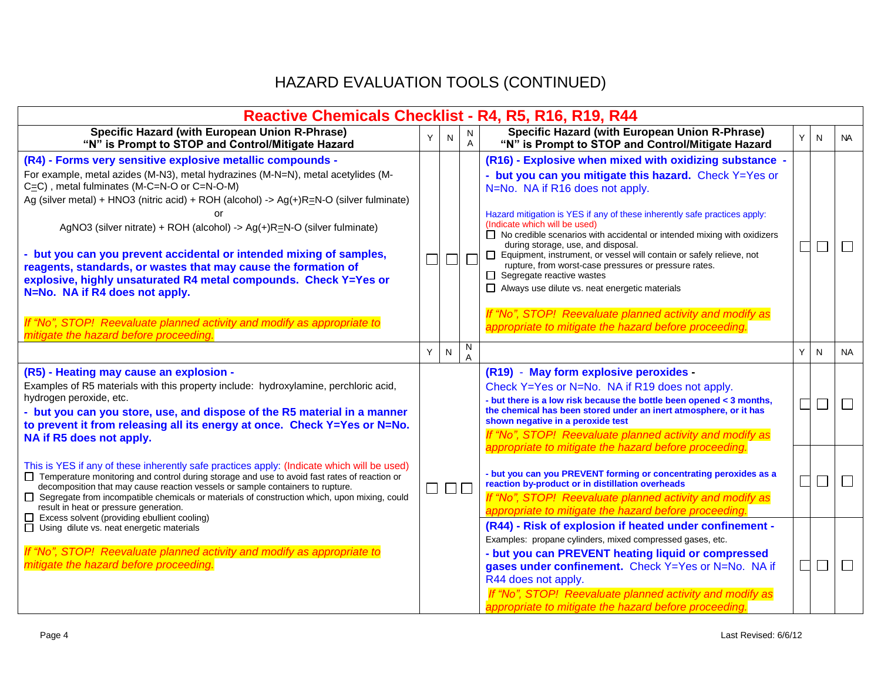# HAZARD EVALUATION TOOLS (CONTINUED)

## Reactive Chemicals Checklist - R4, R5, R16, R19, R44

| Specific Hazard (with European Union R-Phrase)<br>"N" is Prompt to STOP and Control/Mitigate Hazard | Y | N | NA |
|---|---|---|---|
| **(R4) - Forms very sensitive explosive metallic compounds -**<br>For example, metal azides (M-N3), metal hydrazines (M-N=N), metal acetylides (M-C≡C), metal fulminates (M-C=N-O or C=N-O-M)<br>Ag (silver metal) + HNO3 (nitric acid) + ROH (alcohol) -> Ag(+)R≡N-O (silver fulminate)<br>or<br>AgNO3 (silver nitrate) + ROH (alcohol) -> Ag(+)R≡N-O (silver fulminate)<br>**- but you can you prevent accidental or intended mixing of samples, reagents, standards, or wastes that may cause the formation of explosive, highly unsaturated R4 metal compounds. Check Y=Yes or N=No. NA if R4 does not apply.**<br>*If "No", STOP! Reevaluate planned activity and modify as appropriate to mitigate the hazard before proceeding.* | ☐ | ☐ | ☐ |
| **(R5) - Heating may cause an explosion -**<br>Examples of R5 materials with this property include: hydroxylamine, perchloric acid, hydrogen peroxide, etc.<br>**- but you can you store, use, and dispose of the R5 material in a manner to prevent it from releasing all its energy at once. Check Y=Yes or N=No. NA if R5 does not apply.**<br>This is YES if any of these inherently safe practices apply: (Indicate which will be used)<br>☐ Temperature monitoring and control during storage and use to avoid fast rates of reaction or decomposition that may cause reaction vessels or sample containers to rupture.<br>☐ Segregate from incompatible chemicals or materials of construction which, upon mixing, could result in heat or pressure generation.<br>☐ Excess solvent (providing ebullient cooling)<br>☐ Using dilute vs. neat energetic materials<br>*If "No", STOP! Reevaluate planned activity and modify as appropriate to mitigate the hazard before proceeding.* | ☐ | ☐ | ☐ |
| **(R16) - Explosive when mixed with oxidizing substance -**<br>**- but you can you mitigate this hazard.** Check Y=Yes or N=No. NA if R16 does not apply.<br>Hazard mitigation is YES if any of these inherently safe practices apply: (Indicate which will be used)<br>☐ No credible scenarios with accidental or intended mixing with oxidizers during storage, use, and disposal.<br>☐ Equipment, instrument, or vessel will contain or safely relieve, not rupture, from worst-case pressures or pressure rates.<br>☐ Segregate reactive wastes<br>☐ Always use dilute vs. neat energetic materials<br>*If "No", STOP! Reevaluate planned activity and modify as appropriate to mitigate the hazard before proceeding.* | ☐ | ☐ | ☐ |
| **(R19) - May form explosive peroxides -**<br>Check Y=Yes or N=No. NA if R19 does not apply.<br>**- but there is a low risk because the bottle been opened < 3 months, the chemical has been stored under an inert atmosphere, or it has shown negative in a peroxide test**<br>*If "No", STOP! Reevaluate planned activity and modify as appropriate to mitigate the hazard before proceeding.* | ☐ | ☐ | ☐ |
| **- but can you you PREVENT forming or concentrating peroxides as a reaction by-product or in distillation overheads**<br>*If "No", STOP! Reevaluate planned activity and modify as appropriate to mitigate the hazard before proceeding.* | ☐ | ☐ | ☐ |
| **(R44) - Risk of explosion if heated under confinement -**<br>Examples: propane cylinders, mixed compressed gases, etc.<br>**- but you can PREVENT heating liquid or compressed gases under confinement.** Check Y=Yes or N=No. NA if R44 does not apply.<br>*If "No", STOP! Reevaluate planned activity and modify as appropriate to mitigate the hazard before proceeding.* | ☐ | ☐ | ☐ |

Last Revised: 6/6/12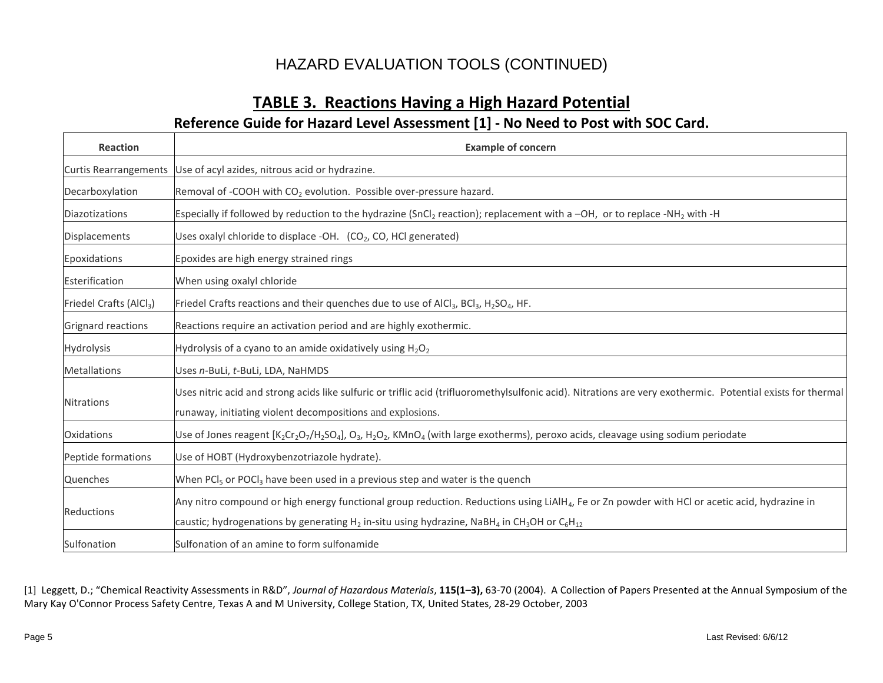# HAZARD EVALUATION TOOLS (CONTINUED)

## TABLE 3. Reactions Having a High Hazard Potential

### Reference Guide for Hazard Level Assessment [1] - No Need to Post with SOC Card.

| Reaction | Example of concern |
|---|---|
| Curtis Rearrangements | Use of acyl azides, nitrous acid or hydrazine. |
| Decarboxylation | Removal of -COOH with $CO_2$ evolution. Possible over-pressure hazard. |
| Diazotizations | Especially if followed by reduction to the hydrazine ($SnCl_2$ reaction); replacement with a –OH, or to replace $-NH_2$ with -H |
| Displacements | Uses oxalyl chloride to displace -OH. ($CO_2$, CO, HCl generated) |
| Epoxidations | Epoxides are high energy strained rings |
| Esterification | When using oxalyl chloride |
| Friedel Crafts ($AlCl_3$) | Friedel Crafts reactions and their quenches due to use of $AlCl_3$, $BCl_3$, $H_2SO_4$, HF. |
| Grignard reactions | Reactions require an activation period and are highly exothermic. |
| Hydrolysis | Hydrolysis of a cyano to an amide oxidatively using $H_2O_2$ |
| Metallations | Uses *n*-BuLi, *t*-BuLi, LDA, NaHMDS |
| Nitrations | Uses nitric acid and strong acids like sulfuric or triflic acid (trifluoromethylsulfonic acid). Nitrations are very exothermic. Potential exists for thermal runaway, initiating violent decompositions and explosions. |
| Oxidations | Use of Jones reagent [$K_2Cr_2O_7/H_2SO_4$], $O_3$, $H_2O_2$, $KMnO_4$ (with large exotherms), peroxo acids, cleavage using sodium periodate |
| Peptide formations | Use of HOBT (Hydroxybenzotriazole hydrate). |
| Quenches | When $PCl_5$ or $POCl_3$ have been used in a previous step and water is the quench |
| Reductions | Any nitro compound or high energy functional group reduction. Reductions using $LiAlH_4$, Fe or Zn powder with HCl or acetic acid, hydrazine in caustic; hydrogenations by generating $H_2$ in-situ using hydrazine, $NaBH_4$ in $CH_3OH$ or $C_6H_{12}$ |
| Sulfonation | Sulfonation of an amine to form sulfonamide |

[1] Leggett, D.; "Chemical Reactivity Assessments in R&D", *Journal of Hazardous Materials*, **115(1–3),** 63-70 (2004). A Collection of Papers Presented at the Annual Symposium of the Mary Kay O'Connor Process Safety Centre, Texas A and M University, College Station, TX, United States, 28-29 October, 2003

Last Revised: 6/6/12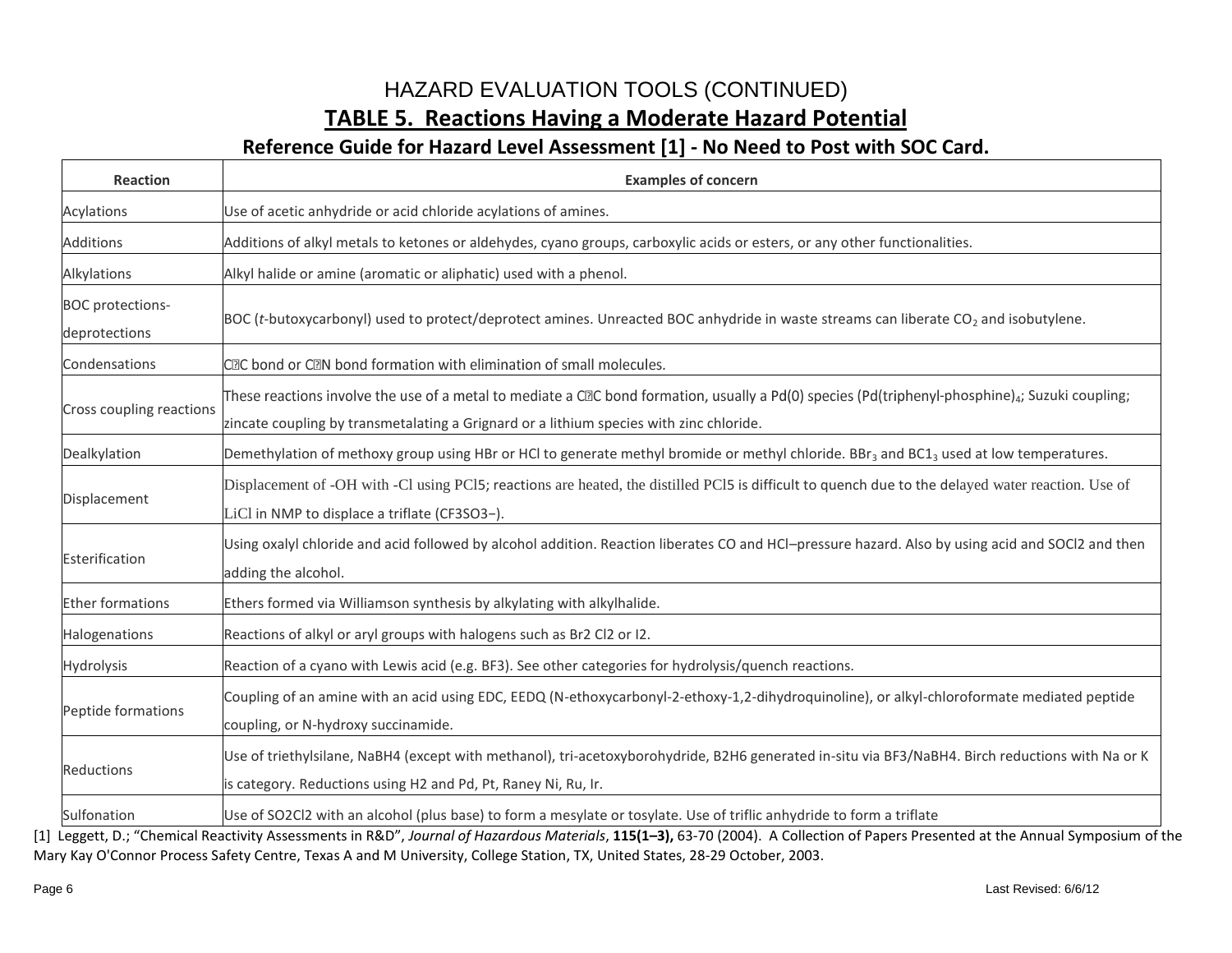# HAZARD EVALUATION TOOLS (CONTINUED)

## TABLE 5. Reactions Having a Moderate Hazard Potential

### Reference Guide for Hazard Level Assessment [1] - No Need to Post with SOC Card.

| Reaction | Examples of concern |
| --- | --- |
| Acylations | Use of acetic anhydride or acid chloride acylations of amines. |
| Additions | Additions of alkyl metals to ketones or aldehydes, cyano groups, carboxylic acids or esters, or any other functionalities. |
| Alkylations | Alkyl halide or amine (aromatic or aliphatic) used with a phenol. |
| BOC protections-deprotections | BOC (*t*-butoxycarbonyl) used to protect/deprotect amines. Unreacted BOC anhydride in waste streams can liberate $CO_2$ and isobutylene. |
| Condensations | C?C bond or C?N bond formation with elimination of small molecules. |
| Cross coupling reactions | These reactions involve the use of a metal to mediate a C?C bond formation, usually a Pd(0) species (Pd(triphenyl-phosphine)$_4$; Suzuki coupling; zincate coupling by transmetalating a Grignard or a lithium species with zinc chloride. |
| Dealkylation | Demethylation of methoxy group using HBr or HCl to generate methyl bromide or methyl chloride. $BBr_3$ and $BC1_3$ used at low temperatures. |
| Displacement | Displacement of -OH with -Cl using PCl5; reactions are heated, the distilled PCl5 is difficult to quench due to the delayed water reaction. Use of LiCl in NMP to displace a triflate (CF3SO3−). |
| Esterification | Using oxalyl chloride and acid followed by alcohol addition. Reaction liberates CO and HCl–pressure hazard. Also by using acid and SOCl2 and then adding the alcohol. |
| Ether formations | Ethers formed via Williamson synthesis by alkylating with alkylhalide. |
| Halogenations | Reactions of alkyl or aryl groups with halogens such as Br2 Cl2 or I2. |
| Hydrolysis | Reaction of a cyano with Lewis acid (e.g. BF3). See other categories for hydrolysis/quench reactions. |
| Peptide formations | Coupling of an amine with an acid using EDC, EEDQ (N-ethoxycarbonyl-2-ethoxy-1,2-dihydroquinoline), or alkyl-chloroformate mediated peptide coupling, or N-hydroxy succinamide. |
| Reductions | Use of triethylsilane, NaBH4 (except with methanol), tri-acetoxyborohydride, B2H6 generated in-situ via BF3/NaBH4. Birch reductions with Na or K is category. Reductions using H2 and Pd, Pt, Raney Ni, Ru, Ir. |
| Sulfonation | Use of SO2Cl2 with an alcohol (plus base) to form a mesylate or tosylate. Use of triflic anhydride to form a triflate |

[1] Leggett, D.; "Chemical Reactivity Assessments in R&D", *Journal of Hazardous Materials*, **115(1–3),** 63-70 (2004). A Collection of Papers Presented at the Annual Symposium of the Mary Kay O'Connor Process Safety Centre, Texas A and M University, College Station, TX, United States, 28-29 October, 2003.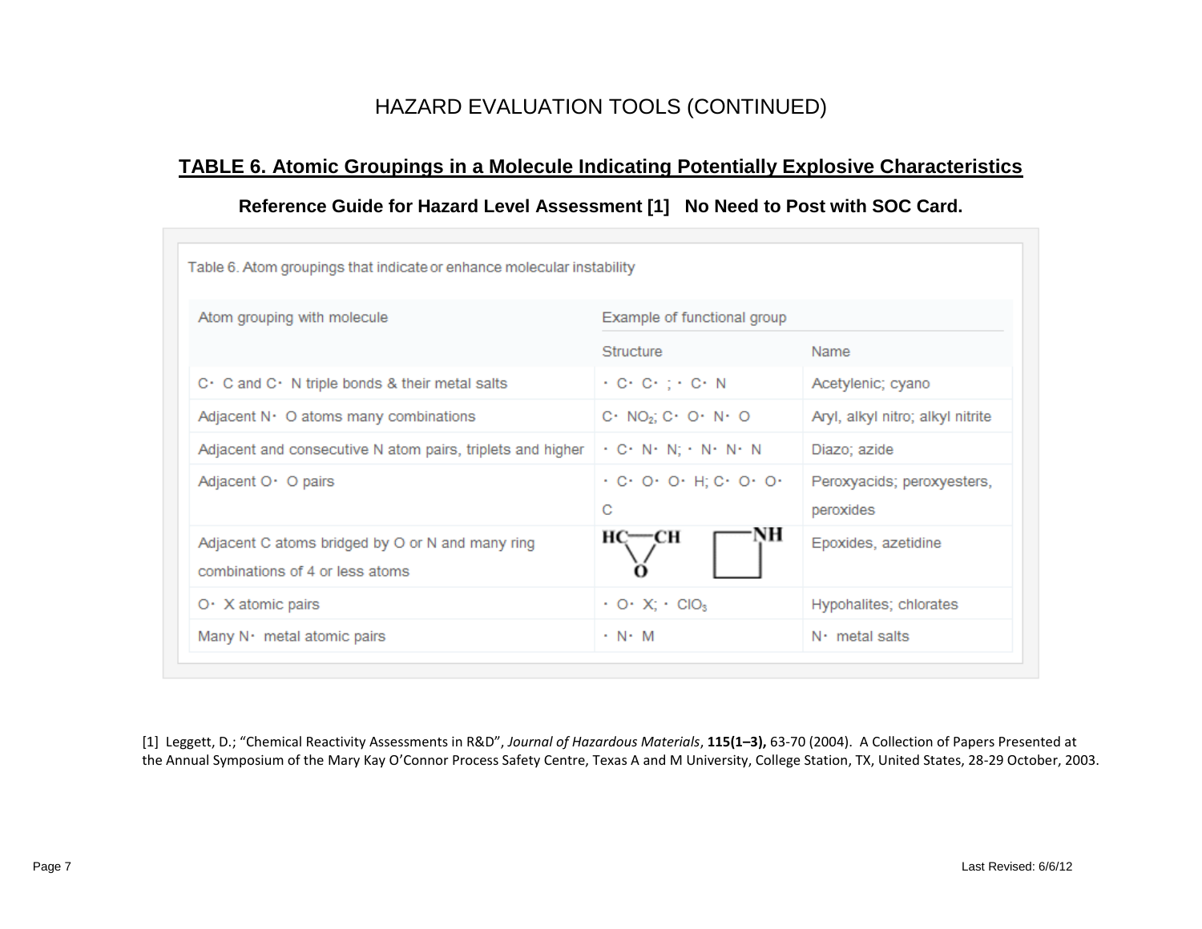# HAZARD EVALUATION TOOLS (CONTINUED)

## TABLE 6. Atomic Groupings in a Molecule Indicating Potentially Explosive Characteristics

**Reference Guide for Hazard Level Assessment [1] No Need to Post with SOC Card.**

Table 6. Atom groupings that indicate or enhance molecular instability

| Atom grouping with molecule | Example of functional group | |
|---|---|---|
| | Structure | Name |
| C· C and C· N triple bonds & their metal salts | · C· C· ; · C· N | Acetylenic; cyano |
| Adjacent N· O atoms many combinations | C· $NO_2$; C· O· N· O | Aryl, alkyl nitro; alkyl nitrite |
| Adjacent and consecutive N atom pairs, triplets and higher | · C· N· N; · N· N· N | Diazo; azide |
| Adjacent O· O pairs | · C· O· O· H; C· O· O· C | Peroxyacids; peroxyesters, peroxides |
| Adjacent C atoms bridged by O or N and many ring combinations of 4 or less atoms | HC—CH bridged by O (three-membered ring); four-membered ring with NH | Epoxides, azetidine |
| O· X atomic pairs | · O· X; · $ClO_3$ | Hypohalites; chlorates |
| Many N· metal atomic pairs | · N· M | N· metal salts |

[1] Leggett, D.; "Chemical Reactivity Assessments in R&D", *Journal of Hazardous Materials*, **115(1–3),** 63-70 (2004). A Collection of Papers Presented at the Annual Symposium of the Mary Kay O'Connor Process Safety Centre, Texas A and M University, College Station, TX, United States, 28-29 October, 2003.

Last Revised: 6/6/12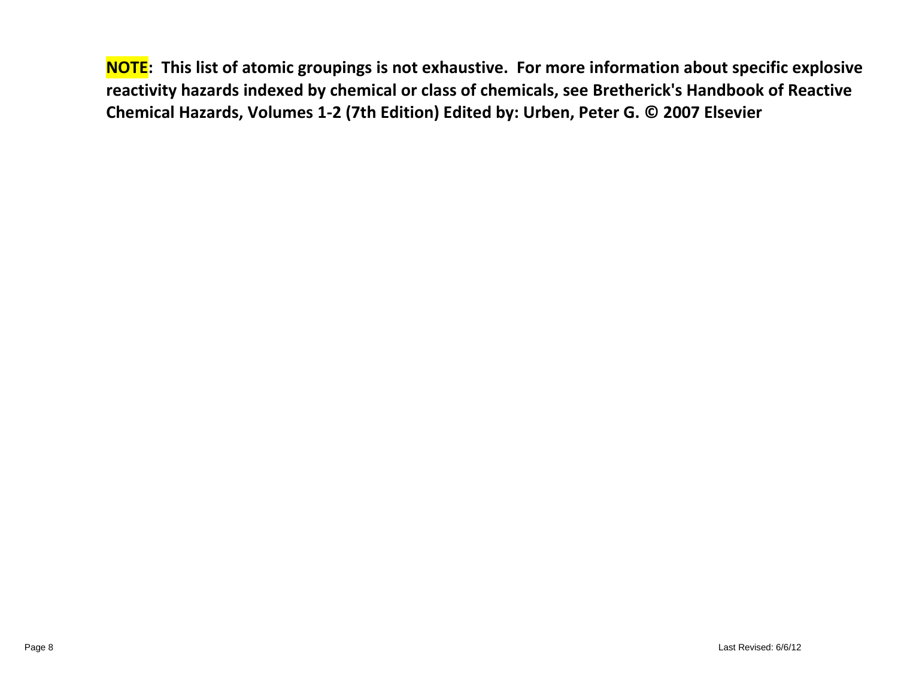**NOTE: This list of atomic groupings is not exhaustive. For more information about specific explosive reactivity hazards indexed by chemical or class of chemicals, see Bretherick's Handbook of Reactive Chemical Hazards, Volumes 1-2 (7th Edition) Edited by: Urben, Peter G. © 2007 Elsevier**